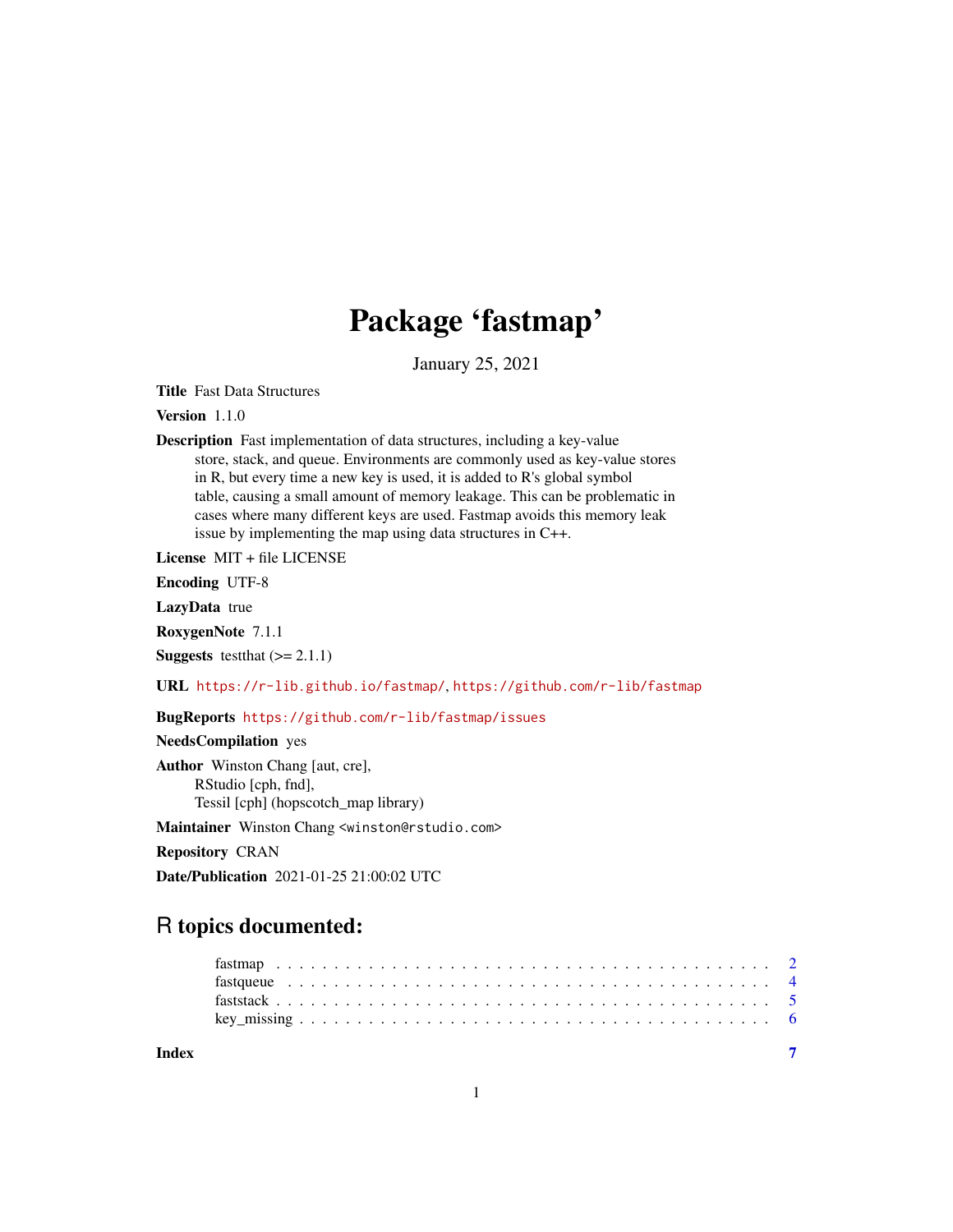# Package 'fastmap'

January 25, 2021

**Title** Fast Data Structures

**Version** 1.1.0

**Description** Fast implementation of data structures, including a key-value store, stack, and queue. Environments are commonly used as key-value stores in R, but every time a new key is used, it is added to R's global symbol table, causing a small amount of memory leakage. This can be problematic in cases where many different keys are used. Fastmap avoids this memory leak issue by implementing the map using data structures in C++.

**License** MIT + file LICENSE

**Encoding** UTF-8

**LazyData** true

**RoxygenNote** 7.1.1

**Suggests** testthat (>= 2.1.1)

**URL** https://r-lib.github.io/fastmap/, https://github.com/r-lib/fastmap

**BugReports** https://github.com/r-lib/fastmap/issues

**NeedsCompilation** yes

**Author** Winston Chang [aut, cre],
RStudio [cph, fnd],
Tessil [cph] (hopscotch_map library)

**Maintainer** Winston Chang <winston@rstudio.com>

**Repository** CRAN

**Date/Publication** 2021-01-25 21:00:02 UTC

## R topics documented:

- fastmap . . . . . . . . . . . . . . . . . . . . . . . . . . . . . . . . . . . . . . . . . . 2
- fastqueue . . . . . . . . . . . . . . . . . . . . . . . . . . . . . . . . . . . . . . . . . 4
- faststack . . . . . . . . . . . . . . . . . . . . . . . . . . . . . . . . . . . . . . . . . 5
- key_missing . . . . . . . . . . . . . . . . . . . . . . . . . . . . . . . . . . . . . . . 6

**Index** 7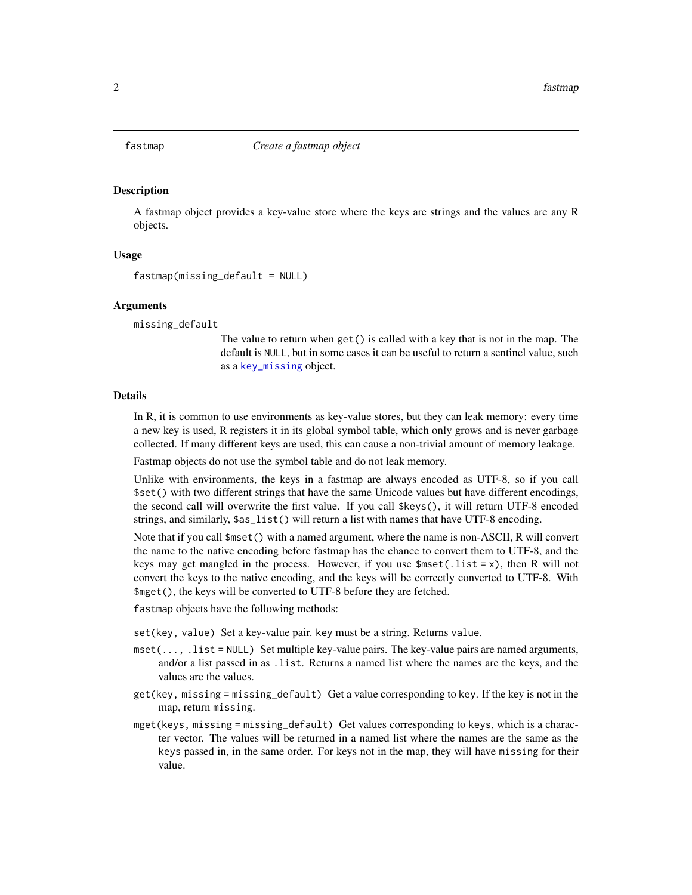# fastmap — *Create a fastmap object*

## Description

A fastmap object provides a key-value store where the keys are strings and the values are any R objects.

## Usage

```
fastmap(missing_default = NULL)
```

## Arguments

`missing_default`
: The value to return when `get()` is called with a key that is not in the map. The default is `NULL`, but in some cases it can be useful to return a sentinel value, such as a `key_missing` object.

## Details

In R, it is common to use environments as key-value stores, but they can leak memory: every time a new key is used, R registers it in its global symbol table, which only grows and is never garbage collected. If many different keys are used, this can cause a non-trivial amount of memory leakage.

Fastmap objects do not use the symbol table and do not leak memory.

Unlike with environments, the keys in a fastmap are always encoded as UTF-8, so if you call `$set()` with two different strings that have the same Unicode values but have different encodings, the second call will overwrite the first value. If you call `$keys()`, it will return UTF-8 encoded strings, and similarly, `$as_list()` will return a list with names that have UTF-8 encoding.

Note that if you call `$mset()` with a named argument, where the name is non-ASCII, R will convert the name to the native encoding before fastmap has the chance to convert them to UTF-8, and the keys may get mangled in the process. However, if you use `$mset(.list = x)`, then R will not convert the keys to the native encoding, and the keys will be correctly converted to UTF-8. With `$mget()`, the keys will be converted to UTF-8 before they are fetched.

`fastmap` objects have the following methods:

`set(key, value)` Set a key-value pair. `key` must be a string. Returns `value`.

`mset(..., .list = NULL)` Set multiple key-value pairs. The key-value pairs are named arguments, and/or a list passed in as `.list`. Returns a named list where the names are the keys, and the values are the values.

`get(key, missing = missing_default)` Get a value corresponding to `key`. If the key is not in the map, return `missing`.

`mget(keys, missing = missing_default)` Get values corresponding to `keys`, which is a character vector. The values will be returned in a named list where the names are the same as the `keys` passed in, in the same order. For keys not in the map, they will have `missing` for their value.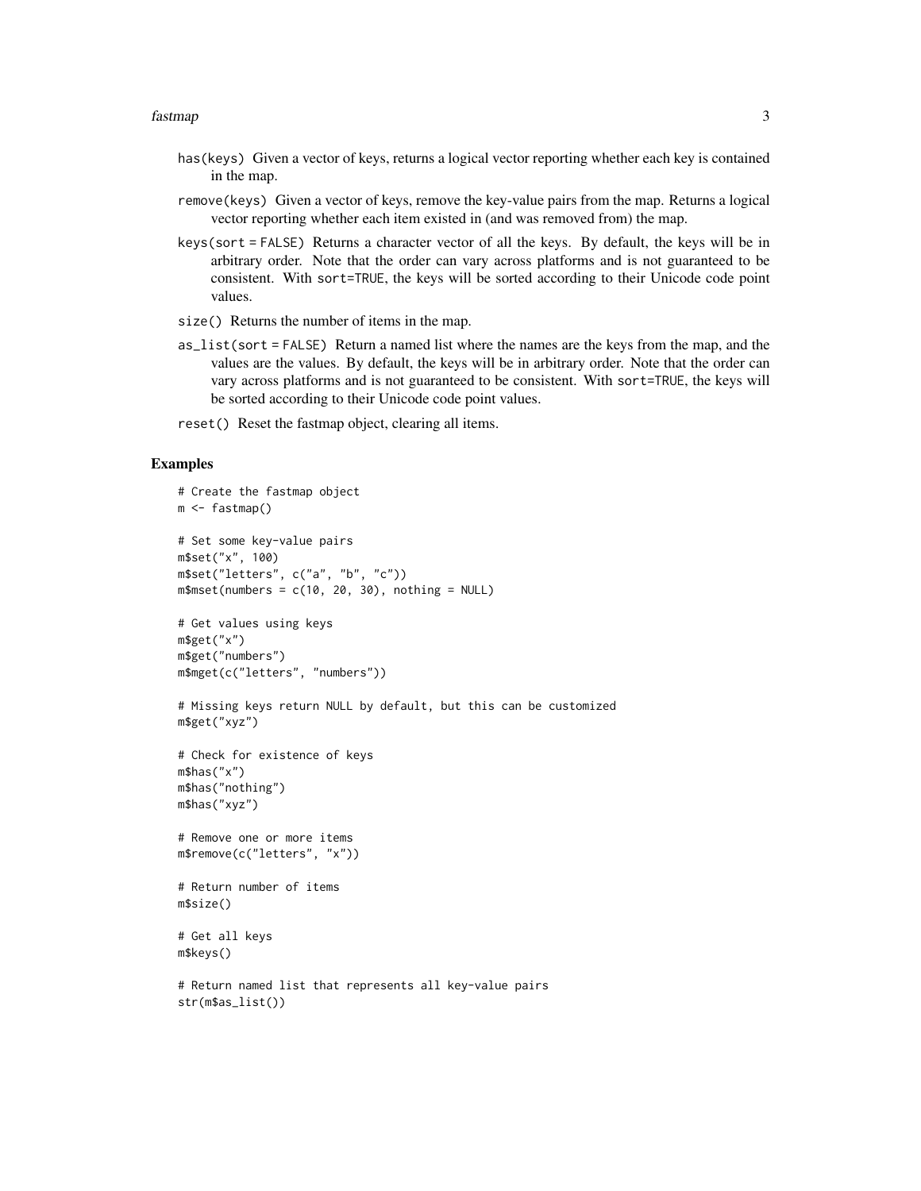`has(keys)` Given a vector of keys, returns a logical vector reporting whether each key is contained in the map.

`remove(keys)` Given a vector of keys, remove the key-value pairs from the map. Returns a logical vector reporting whether each item existed in (and was removed from) the map.

`keys(sort = FALSE)` Returns a character vector of all the keys. By default, the keys will be in arbitrary order. Note that the order can vary across platforms and is not guaranteed to be consistent. With `sort=TRUE`, the keys will be sorted according to their Unicode code point values.

`size()` Returns the number of items in the map.

`as_list(sort = FALSE)` Return a named list where the names are the keys from the map, and the values are the values. By default, the keys will be in arbitrary order. Note that the order can vary across platforms and is not guaranteed to be consistent. With `sort=TRUE`, the keys will be sorted according to their Unicode code point values.

`reset()` Reset the fastmap object, clearing all items.

## Examples

```
# Create the fastmap object
m <- fastmap()

# Set some key-value pairs
m$set("x", 100)
m$set("letters", c("a", "b", "c"))
m$mset(numbers = c(10, 20, 30), nothing = NULL)

# Get values using keys
m$get("x")
m$get("numbers")
m$mget(c("letters", "numbers"))

# Missing keys return NULL by default, but this can be customized
m$get("xyz")

# Check for existence of keys
m$has("x")
m$has("nothing")
m$has("xyz")

# Remove one or more items
m$remove(c("letters", "x"))

# Return number of items
m$size()

# Get all keys
m$keys()

# Return named list that represents all key-value pairs
str(m$as_list())
```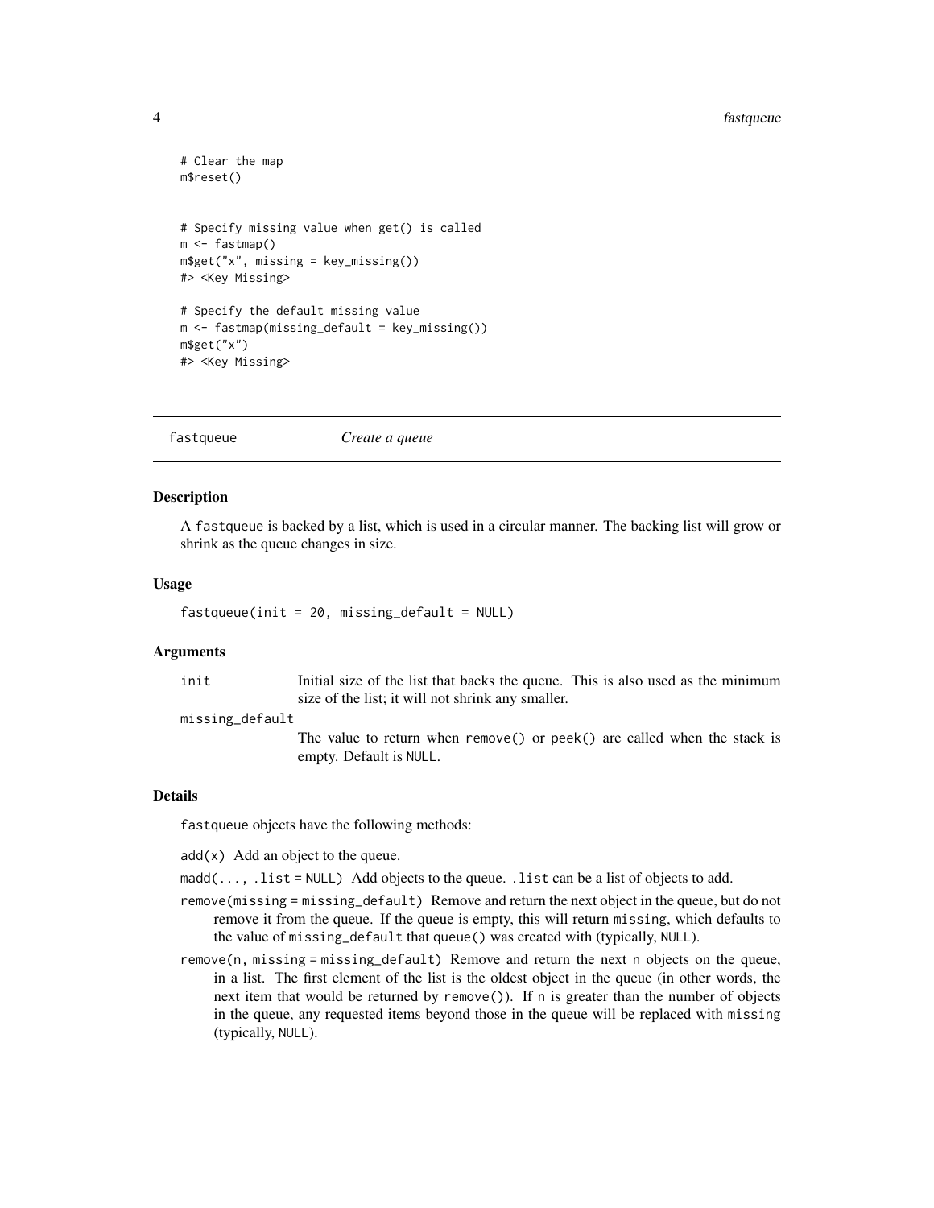```
# Clear the map
m$reset()


# Specify missing value when get() is called
m <- fastmap()
m$get("x", missing = key_missing())
#> <Key Missing>

# Specify the default missing value
m <- fastmap(missing_default = key_missing())
m$get("x")
#> <Key Missing>
```

---

## fastqueue — *Create a queue*

---

### Description

A `fastqueue` is backed by a list, which is used in a circular manner. The backing list will grow or shrink as the queue changes in size.

### Usage

```
fastqueue(init = 20, missing_default = NULL)
```

### Arguments

- `init` — Initial size of the list that backs the queue. This is also used as the minimum size of the list; it will not shrink any smaller.
- `missing_default` — The value to return when `remove()` or `peek()` are called when the stack is empty. Default is `NULL`.

### Details

`fastqueue` objects have the following methods:

`add(x)` Add an object to the queue.

`madd(..., .list = NULL)` Add objects to the queue. `.list` can be a list of objects to add.

`remove(missing = missing_default)` Remove and return the next object in the queue, but do not remove it from the queue. If the queue is empty, this will return `missing`, which defaults to the value of `missing_default` that `queue()` was created with (typically, `NULL`).

`remove(n, missing = missing_default)` Remove and return the next `n` objects on the queue, in a list. The first element of the list is the oldest object in the queue (in other words, the next item that would be returned by `remove()`). If `n` is greater than the number of objects in the queue, any requested items beyond those in the queue will be replaced with `missing` (typically, `NULL`).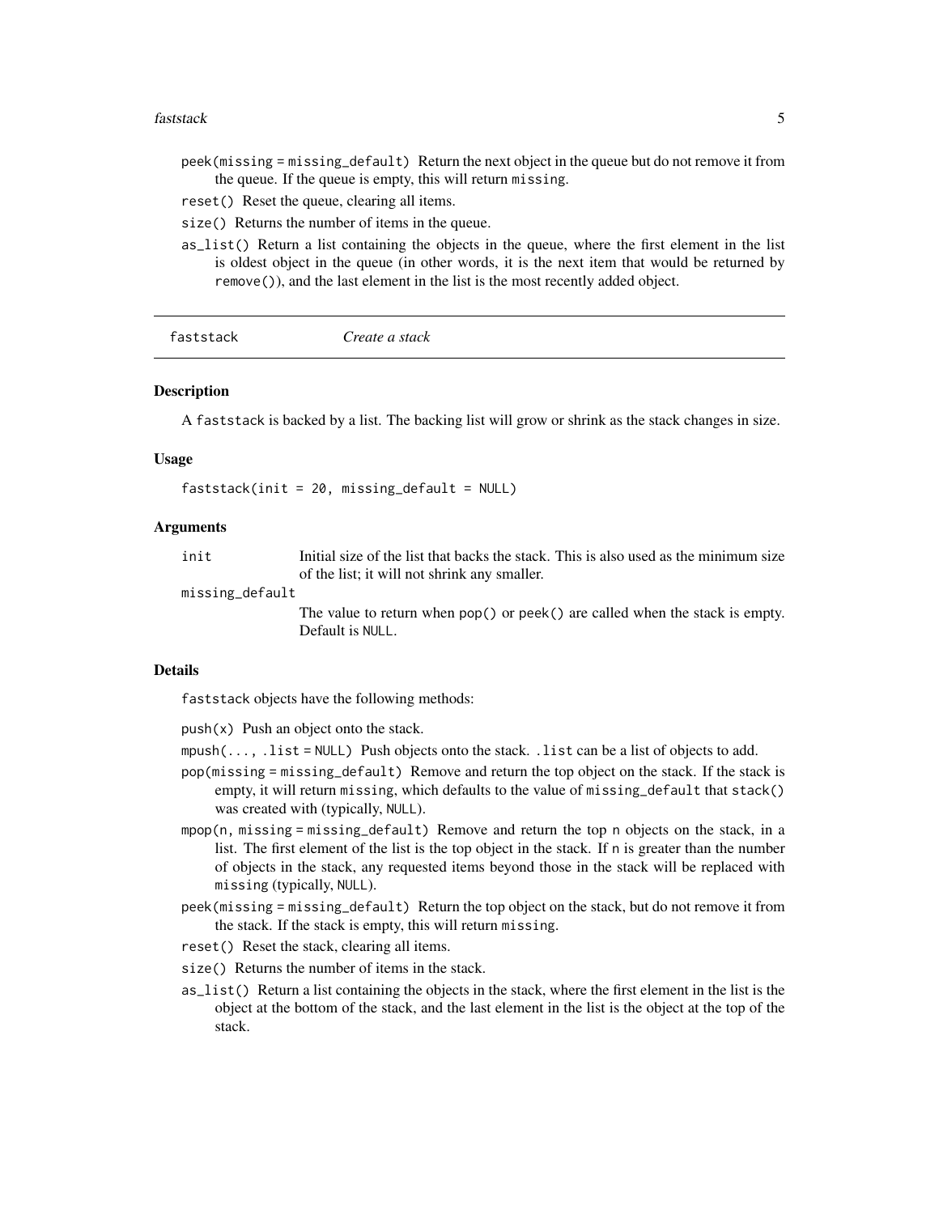peek(missing = missing_default) Return the next object in the queue but do not remove it from the queue. If the queue is empty, this will return missing.

reset() Reset the queue, clearing all items.

size() Returns the number of items in the queue.

as_list() Return a list containing the objects in the queue, where the first element in the list is oldest object in the queue (in other words, it is the next item that would be returned by remove()), and the last element in the list is the most recently added object.

---

## faststack — *Create a stack*

### Description

A faststack is backed by a list. The backing list will grow or shrink as the stack changes in size.

### Usage

```
faststack(init = 20, missing_default = NULL)
```

### Arguments

| | |
|---|---|
| init | Initial size of the list that backs the stack. This is also used as the minimum size of the list; it will not shrink any smaller. |
| missing_default | The value to return when pop() or peek() are called when the stack is empty. Default is NULL. |

### Details

faststack objects have the following methods:

push(x) Push an object onto the stack.

mpush(..., .list = NULL) Push objects onto the stack. .list can be a list of objects to add.

pop(missing = missing_default) Remove and return the top object on the stack. If the stack is empty, it will return missing, which defaults to the value of missing_default that stack() was created with (typically, NULL).

mpop(n, missing = missing_default) Remove and return the top n objects on the stack, in a list. The first element of the list is the top object in the stack. If n is greater than the number of objects in the stack, any requested items beyond those in the stack will be replaced with missing (typically, NULL).

peek(missing = missing_default) Return the top object on the stack, but do not remove it from the stack. If the stack is empty, this will return missing.

reset() Reset the stack, clearing all items.

size() Returns the number of items in the stack.

as_list() Return a list containing the objects in the stack, where the first element in the list is the object at the bottom of the stack, and the last element in the list is the object at the top of the stack.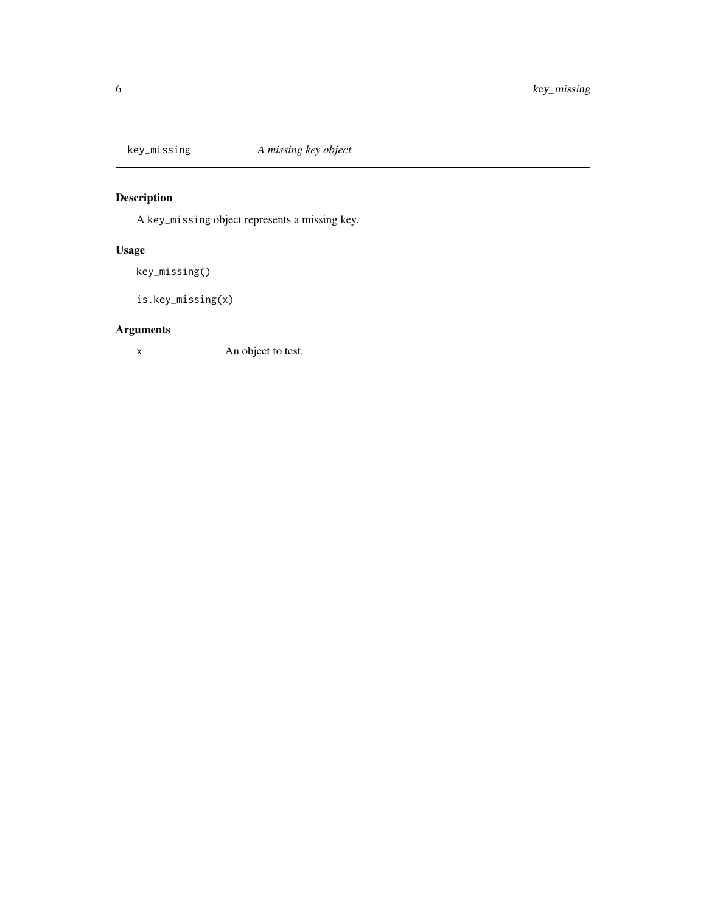## key_missing — *A missing key object*

### Description

A `key_missing` object represents a missing key.

### Usage

```
key_missing()

is.key_missing(x)
```

### Arguments

| | |
|---|---|
| `x` | An object to test. |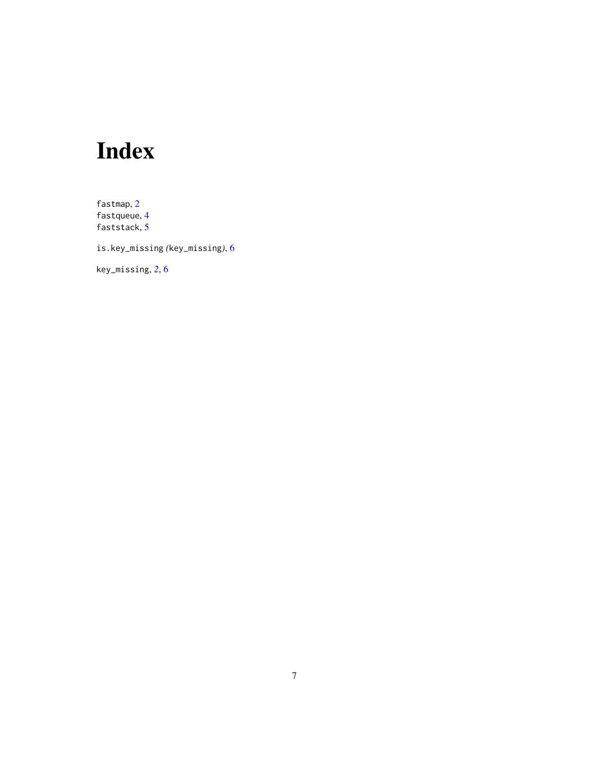# Index

fastmap, 2
fastqueue, 4
faststack, 5

is.key_missing (key_missing), 6

key_missing, *2*, 6